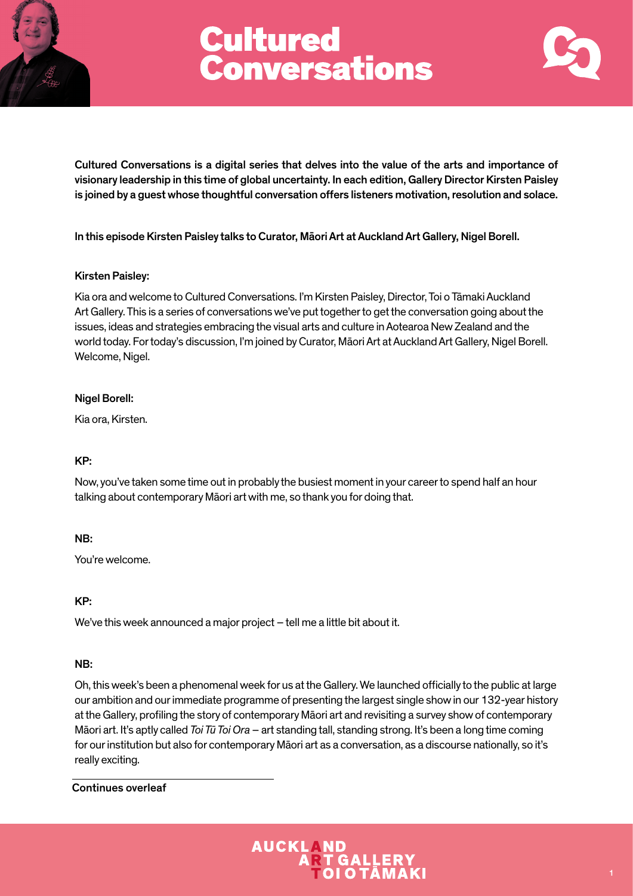# Cultured Conversations

**Cultured Conversations is a digital series that delves into the value of the arts and importance of visionary leadership in this time of global uncertainty. In each edition, Gallery Director Kirsten Paisley is joined by a guest whose thoughtful conversation offers listeners motivation, resolution and solace.**

**In this episode Kirsten Paisley talks to Curator, Māori Art at Auckland Art Gallery, Nigel Borell.**

**Kirsten Paisley:**

Kia ora and welcome to Cultured Conversations. I'm Kirsten Paisley, Director, Toi o Tāmaki Auckland Art Gallery. This is a series of conversations we've put together to get the conversation going about the issues, ideas and strategies embracing the visual arts and culture in Aotearoa New Zealand and the world today. For today's discussion, I'm joined by Curator, Māori Art at Auckland Art Gallery, Nigel Borell. Welcome, Nigel.

**Nigel Borell:**

Kia ora, Kirsten.

**KP:**

Now, you've taken some time out in probably the busiest moment in your career to spend half an hour talking about contemporary Māori art with me, so thank you for doing that.

**NB:**

You're welcome.

**KP:**

We've this week announced a major project – tell me a little bit about it.

**NB:**

Oh, this week's been a phenomenal week for us at the Gallery. We launched officially to the public at large our ambition and our immediate programme of presenting the largest single show in our 132-year history at the Gallery, profiling the story of contemporary Māori art and revisiting a survey show of contemporary Māori art. It's aptly called *Toi Tū Toi Ora* – art standing tall, standing strong. It's been a long time coming for our institution but also for contemporary Māori art as a conversation, as a discourse nationally, so it's really exciting.

Continues overleaf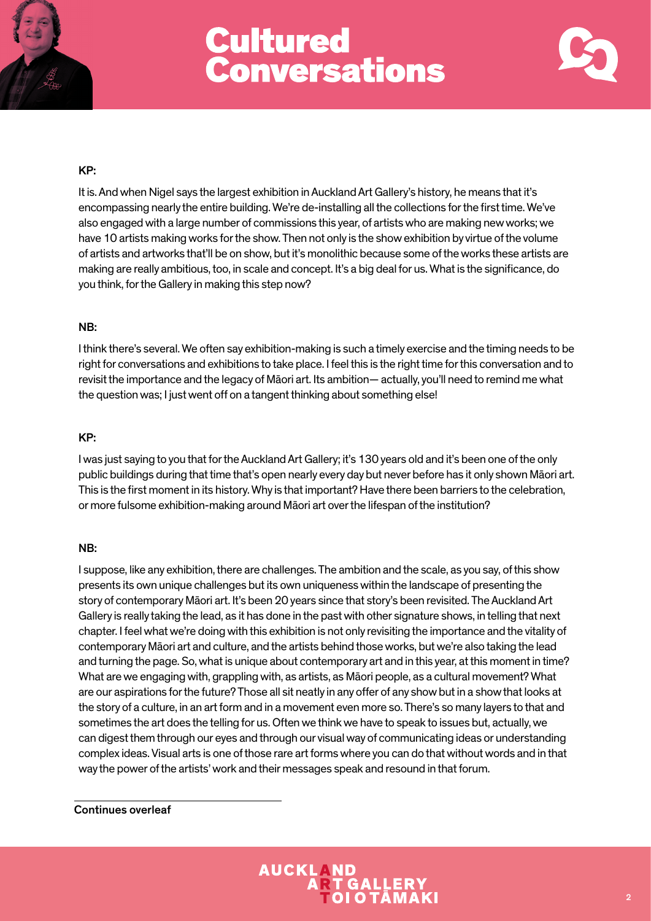**KP:**

It is. And when Nigel says the largest exhibition in Auckland Art Gallery's history, he means that it's encompassing nearly the entire building. We're de-installing all the collections for the first time. We've also engaged with a large number of commissions this year, of artists who are making new works; we have 10 artists making works for the show. Then not only is the show exhibition by virtue of the volume of artists and artworks that'll be on show, but it's monolithic because some of the works these artists are making are really ambitious, too, in scale and concept. It's a big deal for us. What is the significance, do you think, for the Gallery in making this step now?

**NB:**

I think there's several. We often say exhibition-making is such a timely exercise and the timing needs to be right for conversations and exhibitions to take place. I feel this is the right time for this conversation and to revisit the importance and the legacy of Māori art. Its ambition— actually, you'll need to remind me what the question was; I just went off on a tangent thinking about something else!

**KP:**

I was just saying to you that for the Auckland Art Gallery; it's 130 years old and it's been one of the only public buildings during that time that's open nearly every day but never before has it only shown Māori art. This is the first moment in its history. Why is that important? Have there been barriers to the celebration, or more fulsome exhibition-making around Māori art over the lifespan of the institution?

**NB:**

I suppose, like any exhibition, there are challenges. The ambition and the scale, as you say, of this show presents its own unique challenges but its own uniqueness within the landscape of presenting the story of contemporary Māori art. It's been 20 years since that story's been revisited. The Auckland Art Gallery is really taking the lead, as it has done in the past with other signature shows, in telling that next chapter. I feel what we're doing with this exhibition is not only revisiting the importance and the vitality of contemporary Māori art and culture, and the artists behind those works, but we're also taking the lead and turning the page. So, what is unique about contemporary art and in this year, at this moment in time? What are we engaging with, grappling with, as artists, as Māori people, as a cultural movement? What are our aspirations for the future? Those all sit neatly in any offer of any show but in a show that looks at the story of a culture, in an art form and in a movement even more so. There's so many layers to that and sometimes the art does the telling for us. Often we think we have to speak to issues but, actually, we can digest them through our eyes and through our visual way of communicating ideas or understanding complex ideas. Visual arts is one of those rare art forms where you can do that without words and in that way the power of the artists' work and their messages speak and resound in that forum.

Continues overleaf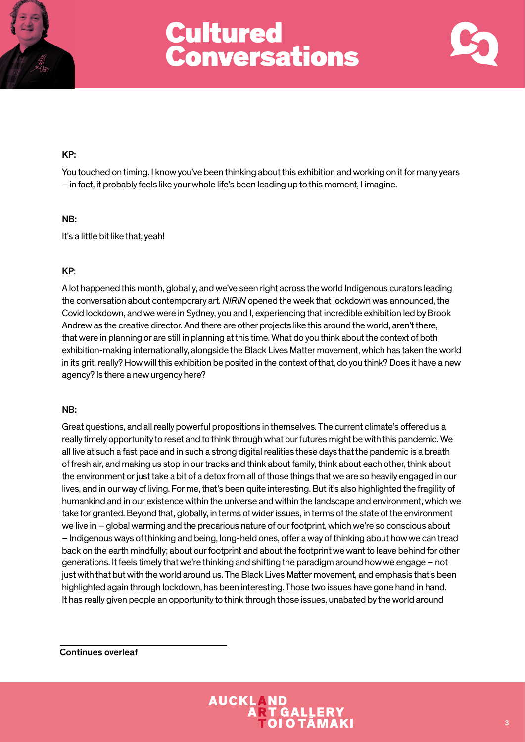**KP:**

You touched on timing. I know you've been thinking about this exhibition and working on it for many years – in fact, it probably feels like your whole life's been leading up to this moment, I imagine.

**NB:**

It's a little bit like that, yeah!

**KP**:

A lot happened this month, globally, and we've seen right across the world Indigenous curators leading the conversation about contemporary art. *NIRIN* opened the week that lockdown was announced, the Covid lockdown, and we were in Sydney, you and I, experiencing that incredible exhibition led by Brook Andrew as the creative director. And there are other projects like this around the world, aren't there, that were in planning or are still in planning at this time. What do you think about the context of both exhibition-making internationally, alongside the Black Lives Matter movement, which has taken the world in its grit, really? How will this exhibition be posited in the context of that, do you think? Does it have a new agency? Is there a new urgency here?

**NB:**

Great questions, and all really powerful propositions in themselves. The current climate's offered us a really timely opportunity to reset and to think through what our futures might be with this pandemic. We all live at such a fast pace and in such a strong digital realities these days that the pandemic is a breath of fresh air, and making us stop in our tracks and think about family, think about each other, think about the environment or just take a bit of a detox from all of those things that we are so heavily engaged in our lives, and in our way of living. For me, that's been quite interesting. But it's also highlighted the fragility of humankind and in our existence within the universe and within the landscape and environment, which we take for granted. Beyond that, globally, in terms of wider issues, in terms of the state of the environment we live in – global warming and the precarious nature of our footprint, which we're so conscious about – Indigenous ways of thinking and being, long-held ones, offer a way of thinking about how we can tread back on the earth mindfully; about our footprint and about the footprint we want to leave behind for other generations. It feels timely that we're thinking and shifting the paradigm around how we engage – not just with that but with the world around us. The Black Lives Matter movement, and emphasis that's been highlighted again through lockdown, has been interesting. Those two issues have gone hand in hand. It has really given people an opportunity to think through those issues, unabated by the world around

Continues overleaf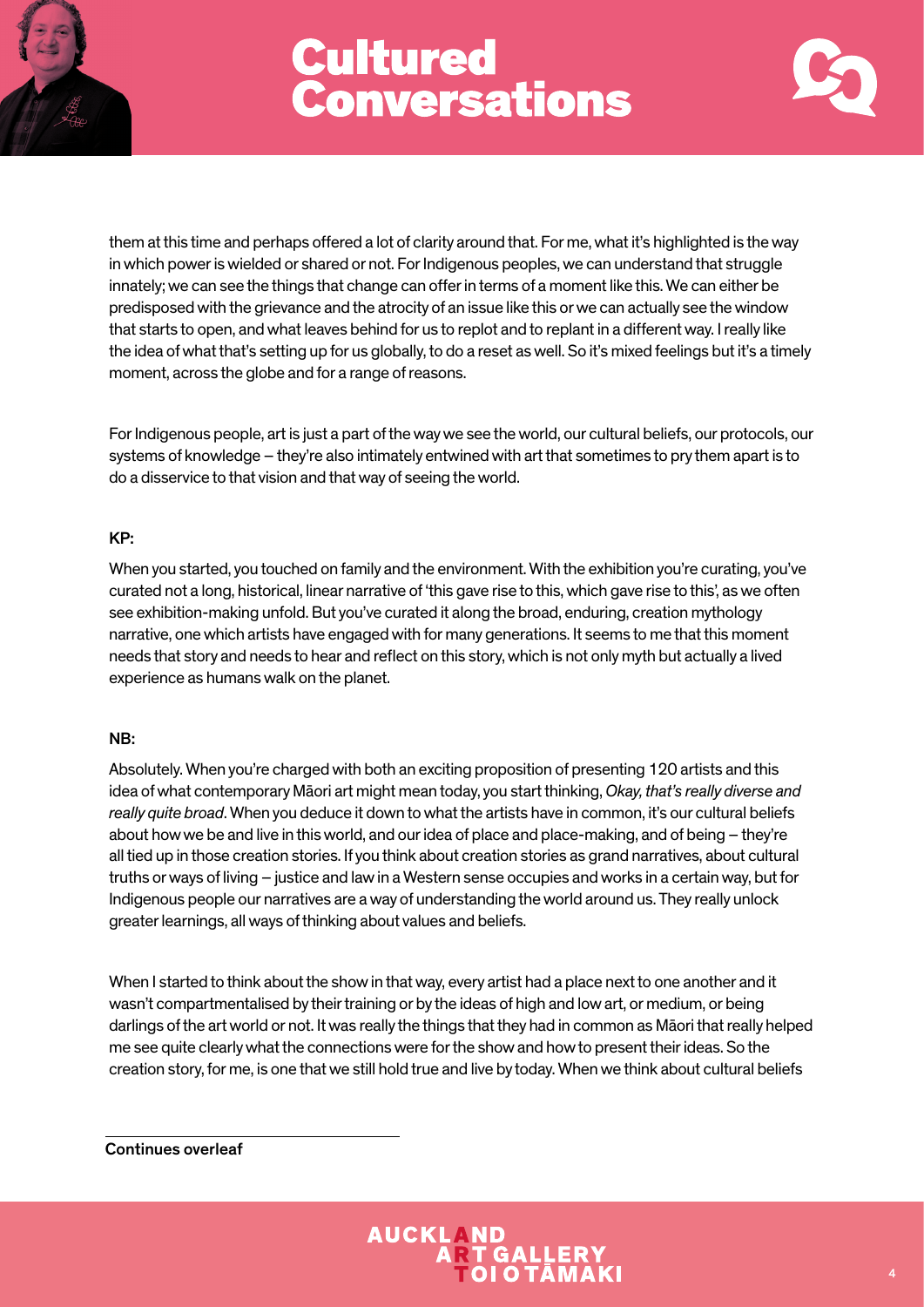them at this time and perhaps offered a lot of clarity around that. For me, what it's highlighted is the way in which power is wielded or shared or not. For Indigenous peoples, we can understand that struggle innately; we can see the things that change can offer in terms of a moment like this. We can either be predisposed with the grievance and the atrocity of an issue like this or we can actually see the window that starts to open, and what leaves behind for us to replot and to replant in a different way. I really like the idea of what that's setting up for us globally, to do a reset as well. So it's mixed feelings but it's a timely moment, across the globe and for a range of reasons.

For Indigenous people, art is just a part of the way we see the world, our cultural beliefs, our protocols, our systems of knowledge – they're also intimately entwined with art that sometimes to pry them apart is to do a disservice to that vision and that way of seeing the world.

**KP:**

When you started, you touched on family and the environment. With the exhibition you're curating, you've curated not a long, historical, linear narrative of 'this gave rise to this, which gave rise to this', as we often see exhibition-making unfold. But you've curated it along the broad, enduring, creation mythology narrative, one which artists have engaged with for many generations. It seems to me that this moment needs that story and needs to hear and reflect on this story, which is not only myth but actually a lived experience as humans walk on the planet.

**NB:**

Absolutely. When you're charged with both an exciting proposition of presenting 120 artists and this idea of what contemporary Māori art might mean today, you start thinking, *Okay, that's really diverse and really quite broad*. When you deduce it down to what the artists have in common, it's our cultural beliefs about how we be and live in this world, and our idea of place and place-making, and of being – they're all tied up in those creation stories. If you think about creation stories as grand narratives, about cultural truths or ways of living – justice and law in a Western sense occupies and works in a certain way, but for Indigenous people our narratives are a way of understanding the world around us. They really unlock greater learnings, all ways of thinking about values and beliefs.

When I started to think about the show in that way, every artist had a place next to one another and it wasn't compartmentalised by their training or by the ideas of high and low art, or medium, or being darlings of the art world or not. It was really the things that they had in common as Māori that really helped me see quite clearly what the connections were for the show and how to present their ideas. So the creation story, for me, is one that we still hold true and live by today. When we think about cultural beliefs

Continues overleaf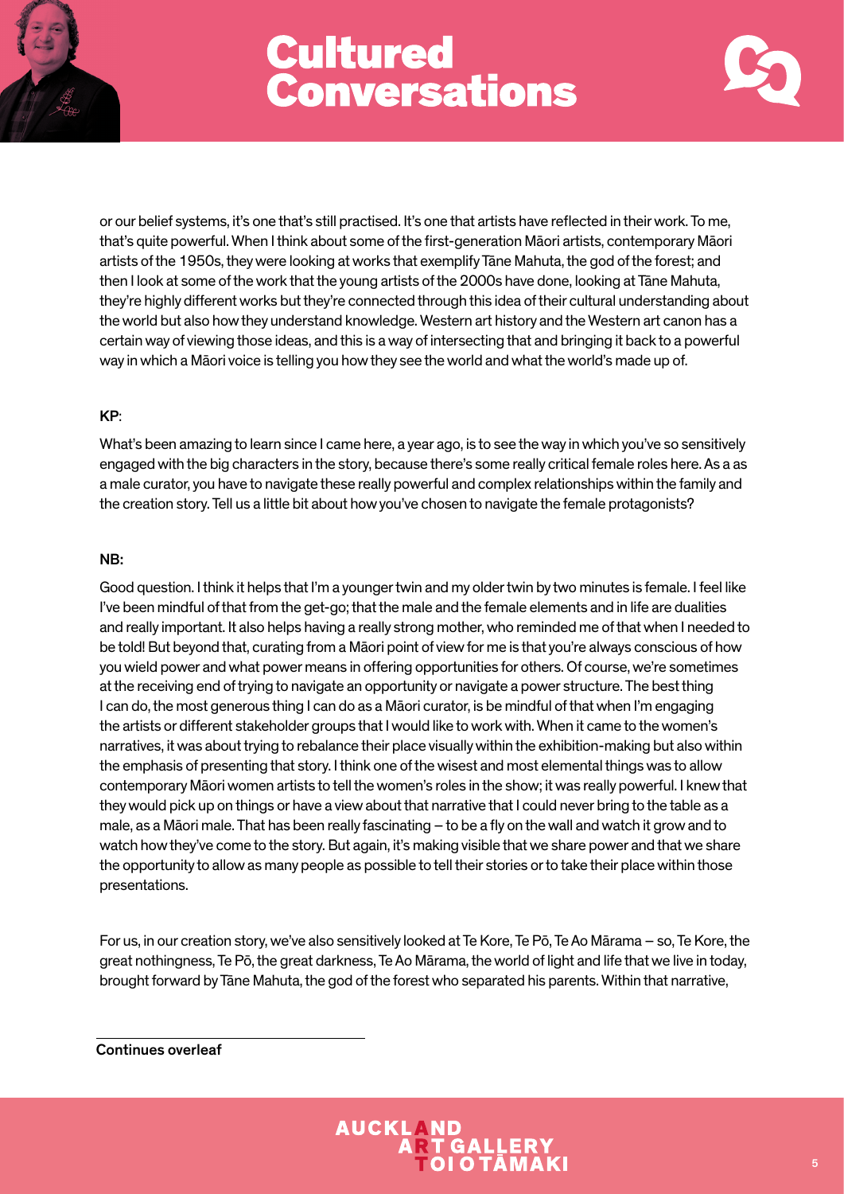or our belief systems, it's one that's still practised. It's one that artists have reflected in their work. To me, that's quite powerful. When I think about some of the first-generation Māori artists, contemporary Māori artists of the 1950s, they were looking at works that exemplify Tāne Mahuta, the god of the forest; and then I look at some of the work that the young artists of the 2000s have done, looking at Tāne Mahuta, they're highly different works but they're connected through this idea of their cultural understanding about the world but also how they understand knowledge. Western art history and the Western art canon has a certain way of viewing those ideas, and this is a way of intersecting that and bringing it back to a powerful way in which a Māori voice is telling you how they see the world and what the world's made up of.

**KP**:

What's been amazing to learn since I came here, a year ago, is to see the way in which you've so sensitively engaged with the big characters in the story, because there's some really critical female roles here. As a as a male curator, you have to navigate these really powerful and complex relationships within the family and the creation story. Tell us a little bit about how you've chosen to navigate the female protagonists?

**NB:**

Good question. I think it helps that I'm a younger twin and my older twin by two minutes is female. I feel like I've been mindful of that from the get-go; that the male and the female elements and in life are dualities and really important. It also helps having a really strong mother, who reminded me of that when I needed to be told! But beyond that, curating from a Māori point of view for me is that you're always conscious of how you wield power and what power means in offering opportunities for others. Of course, we're sometimes at the receiving end of trying to navigate an opportunity or navigate a power structure. The best thing I can do, the most generous thing I can do as a Māori curator, is be mindful of that when I'm engaging the artists or different stakeholder groups that I would like to work with. When it came to the women's narratives, it was about trying to rebalance their place visually within the exhibition-making but also within the emphasis of presenting that story. I think one of the wisest and most elemental things was to allow contemporary Māori women artists to tell the women's roles in the show; it was really powerful. I knew that they would pick up on things or have a view about that narrative that I could never bring to the table as a male, as a Māori male. That has been really fascinating – to be a fly on the wall and watch it grow and to watch how they've come to the story. But again, it's making visible that we share power and that we share the opportunity to allow as many people as possible to tell their stories or to take their place within those presentations.

For us, in our creation story, we've also sensitively looked at Te Kore, Te Pō, Te Ao Mārama – so, Te Kore, the great nothingness, Te Pō, the great darkness, Te Ao Mārama, the world of light and life that we live in today, brought forward by Tāne Mahuta, the god of the forest who separated his parents. Within that narrative,

Continues overleaf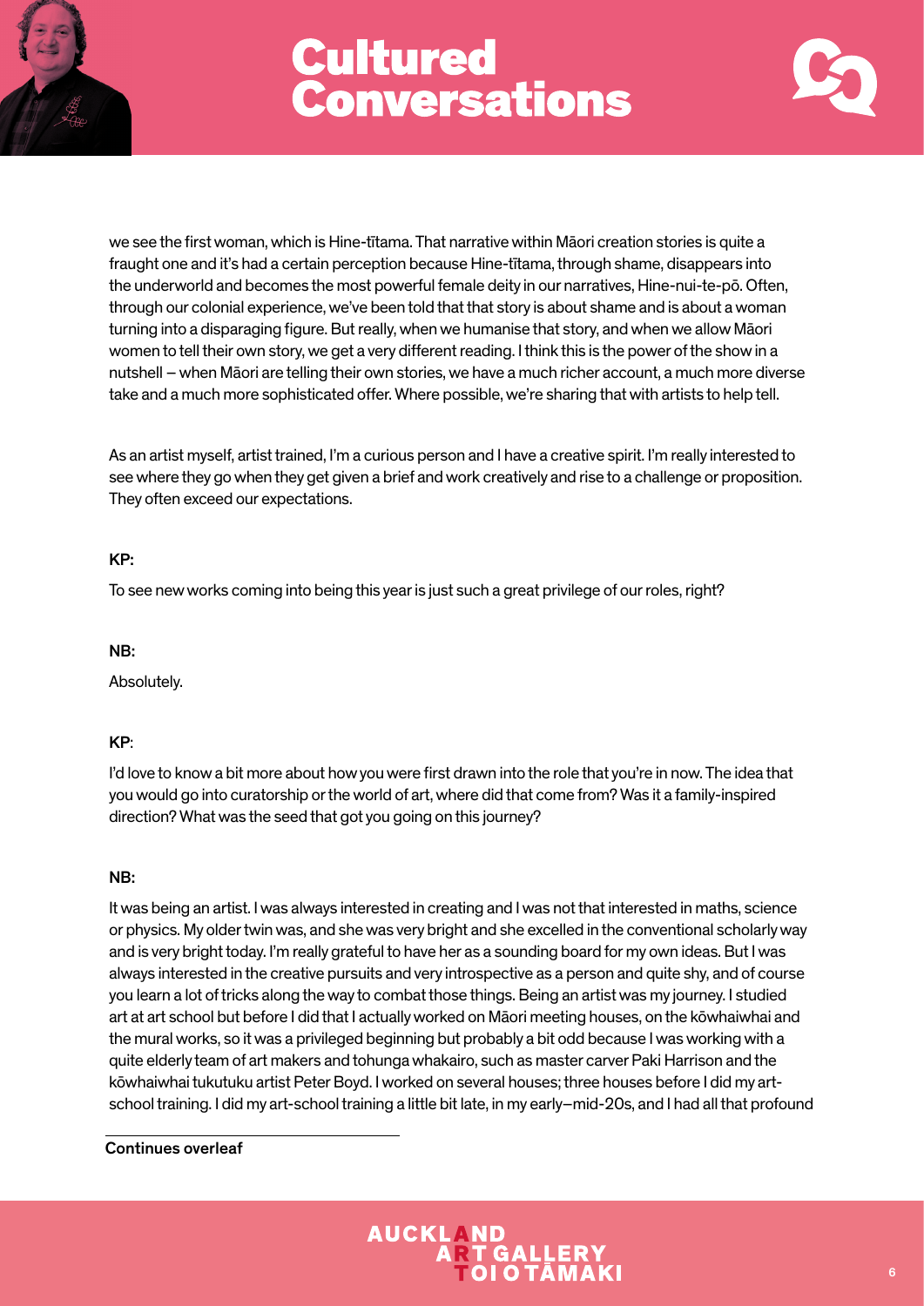we see the first woman, which is Hine-tītama. That narrative within Māori creation stories is quite a fraught one and it's had a certain perception because Hine-tītama, through shame, disappears into the underworld and becomes the most powerful female deity in our narratives, Hine-nui-te-pō. Often, through our colonial experience, we've been told that that story is about shame and is about a woman turning into a disparaging figure. But really, when we humanise that story, and when we allow Māori women to tell their own story, we get a very different reading. I think this is the power of the show in a nutshell – when Māori are telling their own stories, we have a much richer account, a much more diverse take and a much more sophisticated offer. Where possible, we're sharing that with artists to help tell.

As an artist myself, artist trained, I'm a curious person and I have a creative spirit. I'm really interested to see where they go when they get given a brief and work creatively and rise to a challenge or proposition. They often exceed our expectations.

**KP:**

To see new works coming into being this year is just such a great privilege of our roles, right?

**NB:**

Absolutely.

**KP:**

I'd love to know a bit more about how you were first drawn into the role that you're in now. The idea that you would go into curatorship or the world of art, where did that come from? Was it a family-inspired direction? What was the seed that got you going on this journey?

**NB:**

It was being an artist. I was always interested in creating and I was not that interested in maths, science or physics. My older twin was, and she was very bright and she excelled in the conventional scholarly way and is very bright today. I'm really grateful to have her as a sounding board for my own ideas. But I was always interested in the creative pursuits and very introspective as a person and quite shy, and of course you learn a lot of tricks along the way to combat those things. Being an artist was my journey. I studied art at art school but before I did that I actually worked on Māori meeting houses, on the kōwhaiwhai and the mural works, so it was a privileged beginning but probably a bit odd because I was working with a quite elderly team of art makers and tohunga whakairo, such as master carver Paki Harrison and the kōwhaiwhai tukutuku artist Peter Boyd. I worked on several houses; three houses before I did my art-school training. I did my art-school training a little bit late, in my early–mid-20s, and I had all that profound

Continues overleaf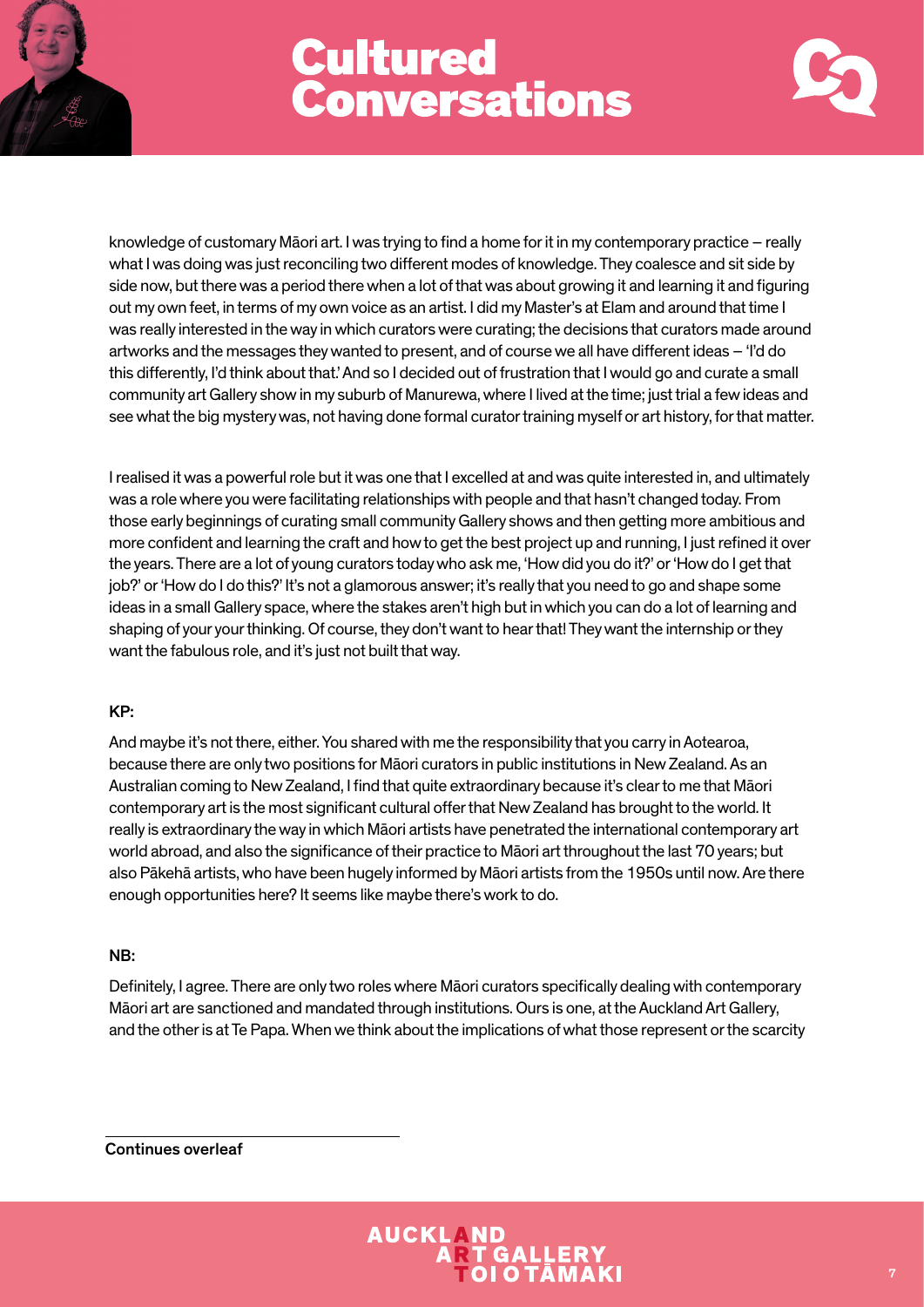knowledge of customary Māori art. I was trying to find a home for it in my contemporary practice – really what I was doing was just reconciling two different modes of knowledge. They coalesce and sit side by side now, but there was a period there when a lot of that was about growing it and learning it and figuring out my own feet, in terms of my own voice as an artist. I did my Master's at Elam and around that time I was really interested in the way in which curators were curating; the decisions that curators made around artworks and the messages they wanted to present, and of course we all have different ideas – 'I'd do this differently, I'd think about that.' And so I decided out of frustration that I would go and curate a small community art Gallery show in my suburb of Manurewa, where I lived at the time; just trial a few ideas and see what the big mystery was, not having done formal curator training myself or art history, for that matter.

I realised it was a powerful role but it was one that I excelled at and was quite interested in, and ultimately was a role where you were facilitating relationships with people and that hasn't changed today. From those early beginnings of curating small community Gallery shows and then getting more ambitious and more confident and learning the craft and how to get the best project up and running, I just refined it over the years. There are a lot of young curators today who ask me, 'How did you do it?' or 'How do I get that job?' or 'How do I do this?' It's not a glamorous answer; it's really that you need to go and shape some ideas in a small Gallery space, where the stakes aren't high but in which you can do a lot of learning and shaping of your your thinking. Of course, they don't want to hear that! They want the internship or they want the fabulous role, and it's just not built that way.

**KP:**

And maybe it's not there, either. You shared with me the responsibility that you carry in Aotearoa, because there are only two positions for Māori curators in public institutions in New Zealand. As an Australian coming to New Zealand, I find that quite extraordinary because it's clear to me that Māori contemporary art is the most significant cultural offer that New Zealand has brought to the world. It really is extraordinary the way in which Māori artists have penetrated the international contemporary art world abroad, and also the significance of their practice to Māori art throughout the last 70 years; but also Pākehā artists, who have been hugely informed by Māori artists from the 1950s until now. Are there enough opportunities here? It seems like maybe there's work to do.

**NB:**

Definitely, I agree. There are only two roles where Māori curators specifically dealing with contemporary Māori art are sanctioned and mandated through institutions. Ours is one, at the Auckland Art Gallery, and the other is at Te Papa. When we think about the implications of what those represent or the scarcity

Continues overleaf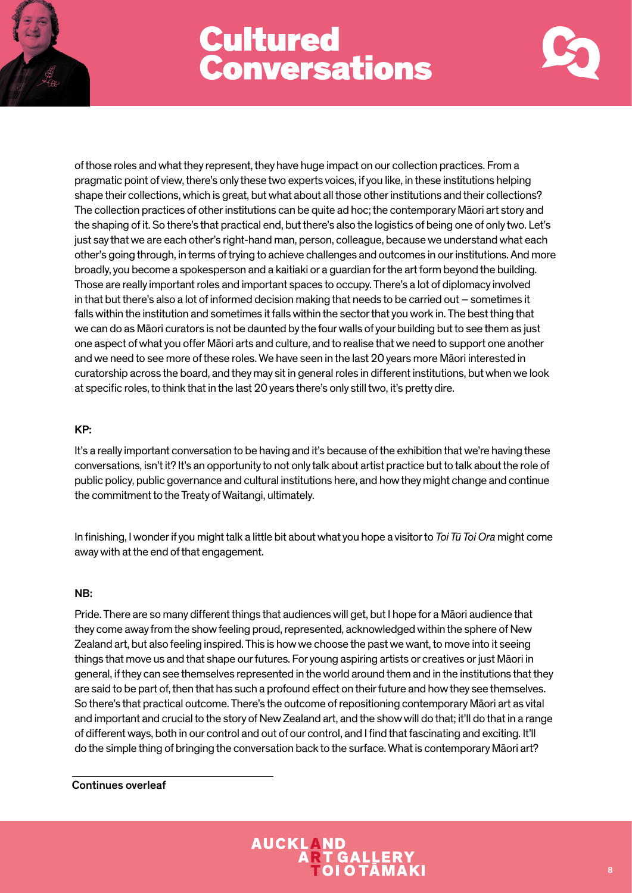of those roles and what they represent, they have huge impact on our collection practices. From a pragmatic point of view, there's only these two experts voices, if you like, in these institutions helping shape their collections, which is great, but what about all those other institutions and their collections? The collection practices of other institutions can be quite ad hoc; the contemporary Māori art story and the shaping of it. So there's that practical end, but there's also the logistics of being one of only two. Let's just say that we are each other's right-hand man, person, colleague, because we understand what each other's going through, in terms of trying to achieve challenges and outcomes in our institutions. And more broadly, you become a spokesperson and a kaitiaki or a guardian for the art form beyond the building. Those are really important roles and important spaces to occupy. There's a lot of diplomacy involved in that but there's also a lot of informed decision making that needs to be carried out – sometimes it falls within the institution and sometimes it falls within the sector that you work in. The best thing that we can do as Māori curators is not be daunted by the four walls of your building but to see them as just one aspect of what you offer Māori arts and culture, and to realise that we need to support one another and we need to see more of these roles. We have seen in the last 20 years more Māori interested in curatorship across the board, and they may sit in general roles in different institutions, but when we look at specific roles, to think that in the last 20 years there's only still two, it's pretty dire.

**KP:**

It's a really important conversation to be having and it's because of the exhibition that we're having these conversations, isn't it? It's an opportunity to not only talk about artist practice but to talk about the role of public policy, public governance and cultural institutions here, and how they might change and continue the commitment to the Treaty of Waitangi, ultimately.

In finishing, I wonder if you might talk a little bit about what you hope a visitor to *Toi Tū Toi Ora* might come away with at the end of that engagement.

**NB:**

Pride. There are so many different things that audiences will get, but I hope for a Māori audience that they come away from the show feeling proud, represented, acknowledged within the sphere of New Zealand art, but also feeling inspired. This is how we choose the past we want, to move into it seeing things that move us and that shape our futures. For young aspiring artists or creatives or just Māori in general, if they can see themselves represented in the world around them and in the institutions that they are said to be part of, then that has such a profound effect on their future and how they see themselves. So there's that practical outcome. There's the outcome of repositioning contemporary Māori art as vital and important and crucial to the story of New Zealand art, and the show will do that; it'll do that in a range of different ways, both in our control and out of our control, and I find that fascinating and exciting. It'll do the simple thing of bringing the conversation back to the surface. What is contemporary Māori art?

Continues overleaf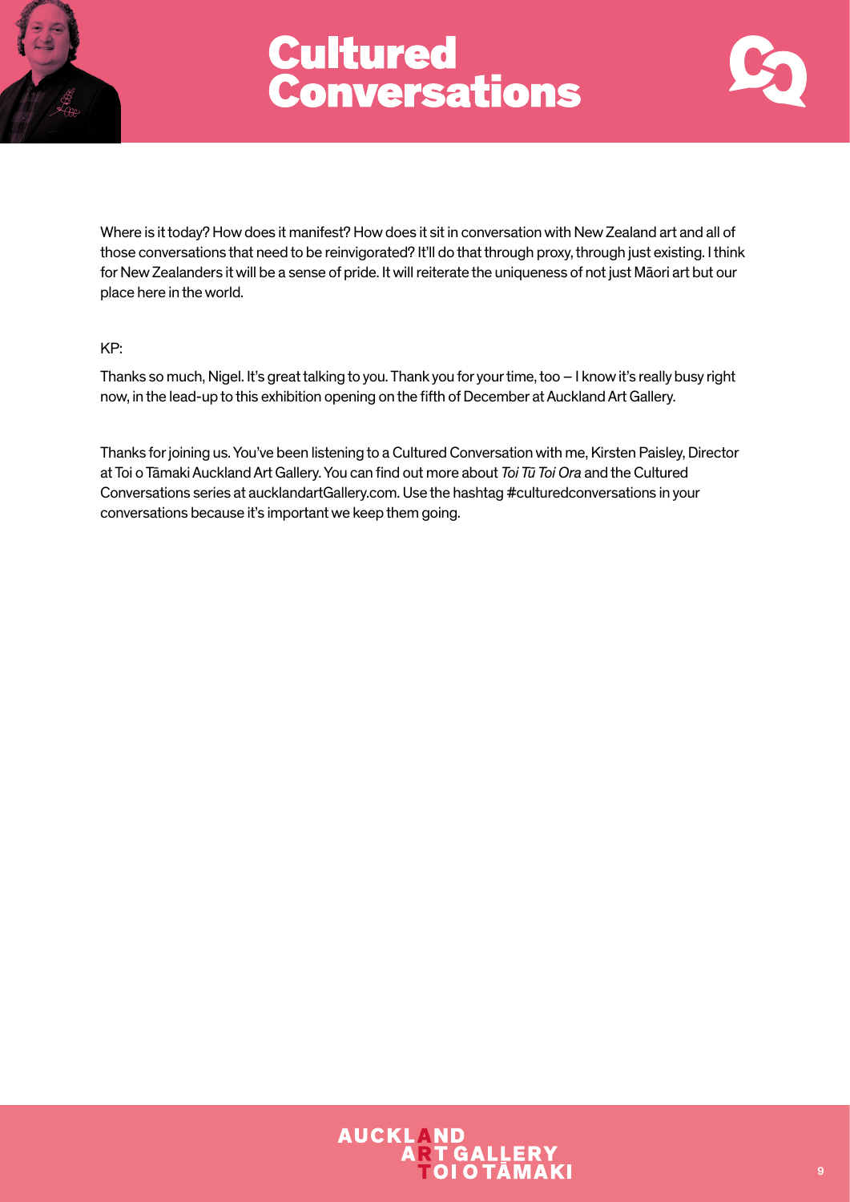Where is it today? How does it manifest? How does it sit in conversation with New Zealand art and all of those conversations that need to be reinvigorated? It'll do that through proxy, through just existing. I think for New Zealanders it will be a sense of pride. It will reiterate the uniqueness of not just Māori art but our place here in the world.

KP:

Thanks so much, Nigel. It's great talking to you. Thank you for your time, too – I know it's really busy right now, in the lead-up to this exhibition opening on the fifth of December at Auckland Art Gallery.

Thanks for joining us. You've been listening to a Cultured Conversation with me, Kirsten Paisley, Director at Toi o Tāmaki Auckland Art Gallery. You can find out more about *Toi Tū Toi Ora* and the Cultured Conversations series at aucklandartGallery.com. Use the hashtag #culturedconversations in your conversations because it's important we keep them going.